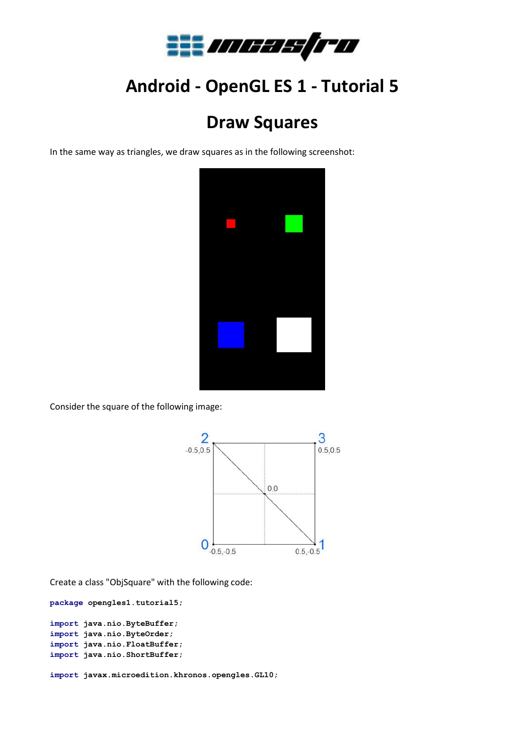# Android - OpenGL ES 1 - Tutorial 5

## Draw Squares

In the same way as triangles, we draw squares as in the following screenshot:

Consider the square of the following image:

Create a class "ObjSquare" with the following code:

```
package opengles1.tutorial5;

import java.nio.ByteBuffer;
import java.nio.ByteOrder;
import java.nio.FloatBuffer;
import java.nio.ShortBuffer;

import javax.microedition.khronos.opengles.GL10;
```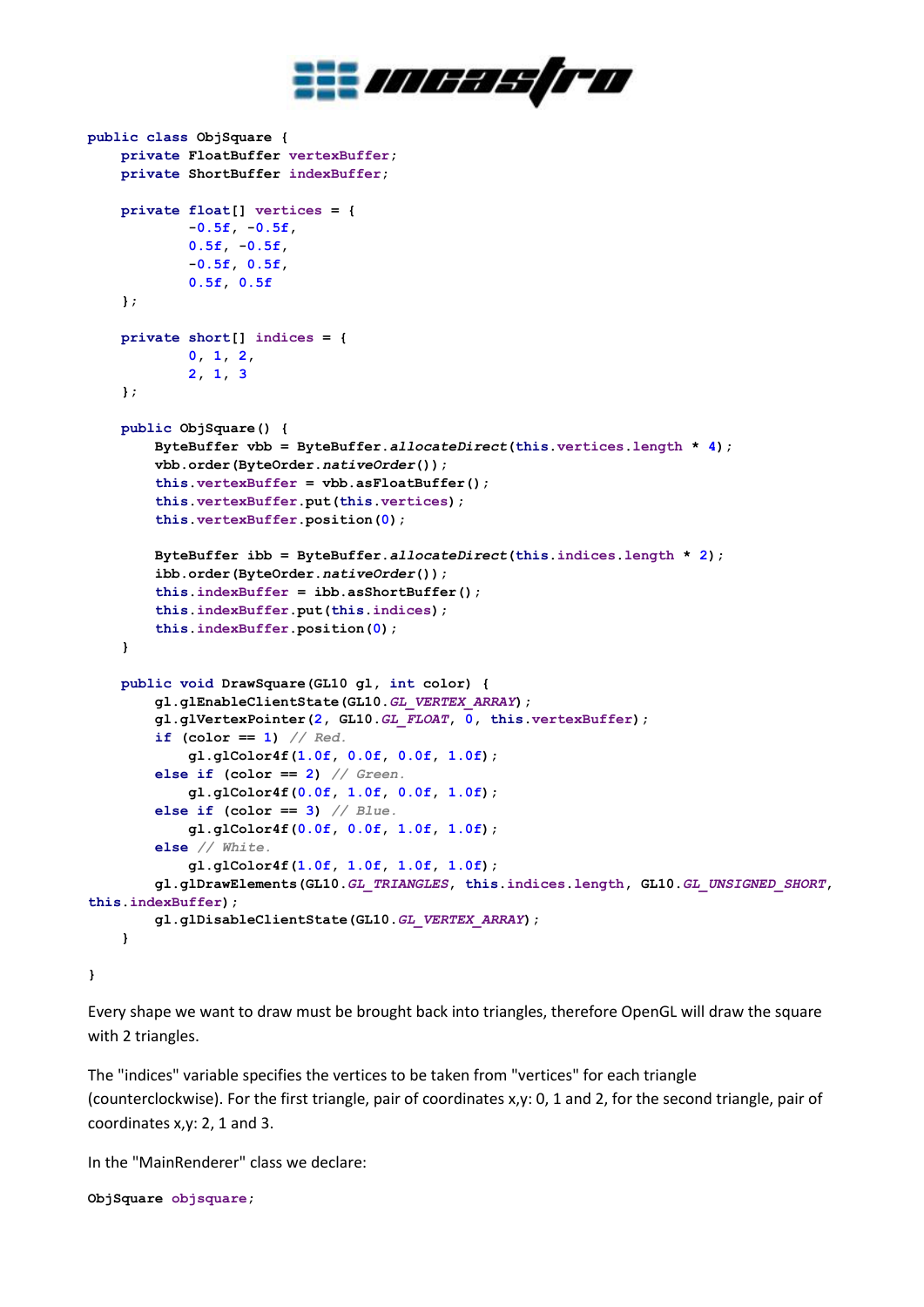```
public class ObjSquare {
    private FloatBuffer vertexBuffer;
    private ShortBuffer indexBuffer;

    private float[] vertices = {
            -0.5f, -0.5f,
            0.5f, -0.5f,
            -0.5f, 0.5f,
            0.5f, 0.5f
    };

    private short[] indices = {
            0, 1, 2,
            2, 1, 3
    };

    public ObjSquare() {
        ByteBuffer vbb = ByteBuffer.allocateDirect(this.vertices.length * 4);
        vbb.order(ByteOrder.nativeOrder());
        this.vertexBuffer = vbb.asFloatBuffer();
        this.vertexBuffer.put(this.vertices);
        this.vertexBuffer.position(0);

        ByteBuffer ibb = ByteBuffer.allocateDirect(this.indices.length * 2);
        ibb.order(ByteOrder.nativeOrder());
        this.indexBuffer = ibb.asShortBuffer();
        this.indexBuffer.put(this.indices);
        this.indexBuffer.position(0);
    }

    public void DrawSquare(GL10 gl, int color) {
        gl.glEnableClientState(GL10.GL_VERTEX_ARRAY);
        gl.glVertexPointer(2, GL10.GL_FLOAT, 0, this.vertexBuffer);
        if (color == 1) // Red.
            gl.glColor4f(1.0f, 0.0f, 0.0f, 1.0f);
        else if (color == 2) // Green.
            gl.glColor4f(0.0f, 1.0f, 0.0f, 1.0f);
        else if (color == 3) // Blue.
            gl.glColor4f(0.0f, 0.0f, 1.0f, 1.0f);
        else // White.
            gl.glColor4f(1.0f, 1.0f, 1.0f, 1.0f);
        gl.glDrawElements(GL10.GL_TRIANGLES, this.indices.length, GL10.GL_UNSIGNED_SHORT,
this.indexBuffer);
        gl.glDisableClientState(GL10.GL_VERTEX_ARRAY);
    }

}
```

Every shape we want to draw must be brought back into triangles, therefore OpenGL will draw the square with 2 triangles.

The "indices" variable specifies the vertices to be taken from "vertices" for each triangle (counterclockwise). For the first triangle, pair of coordinates x,y: 0, 1 and 2, for the second triangle, pair of coordinates x,y: 2, 1 and 3.

In the "MainRenderer" class we declare:

```
ObjSquare objsquare;
```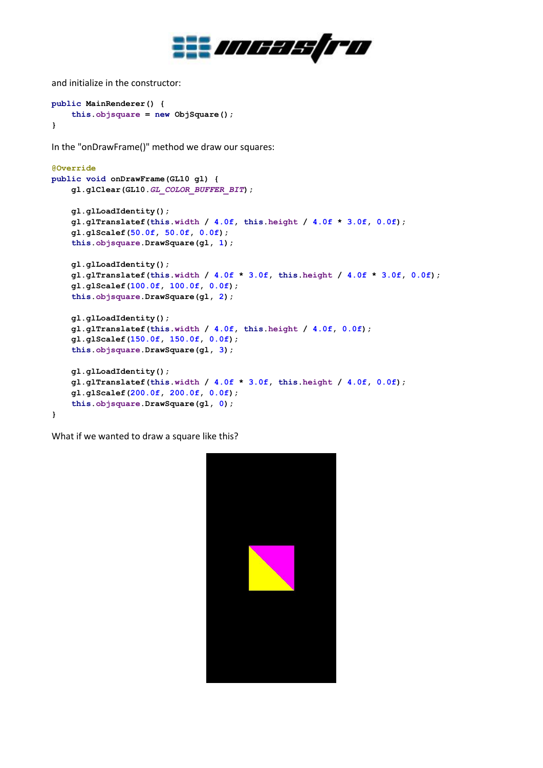and initialize in the constructor:

```
public MainRenderer() {
    this.objsquare = new ObjSquare();
}
```

In the "onDrawFrame()" method we draw our squares:

```
@Override
public void onDrawFrame(GL10 gl) {
    gl.glClear(GL10.GL_COLOR_BUFFER_BIT);

    gl.glLoadIdentity();
    gl.glTranslatef(this.width / 4.0f, this.height / 4.0f * 3.0f, 0.0f);
    gl.glScalef(50.0f, 50.0f, 0.0f);
    this.objsquare.DrawSquare(gl, 1);

    gl.glLoadIdentity();
    gl.glTranslatef(this.width / 4.0f * 3.0f, this.height / 4.0f * 3.0f, 0.0f);
    gl.glScalef(100.0f, 100.0f, 0.0f);
    this.objsquare.DrawSquare(gl, 2);

    gl.glLoadIdentity();
    gl.glTranslatef(this.width / 4.0f, this.height / 4.0f, 0.0f);
    gl.glScalef(150.0f, 150.0f, 0.0f);
    this.objsquare.DrawSquare(gl, 3);

    gl.glLoadIdentity();
    gl.glTranslatef(this.width / 4.0f * 3.0f, this.height / 4.0f, 0.0f);
    gl.glScalef(200.0f, 200.0f, 0.0f);
    this.objsquare.DrawSquare(gl, 0);
}
```

What if we wanted to draw a square like this?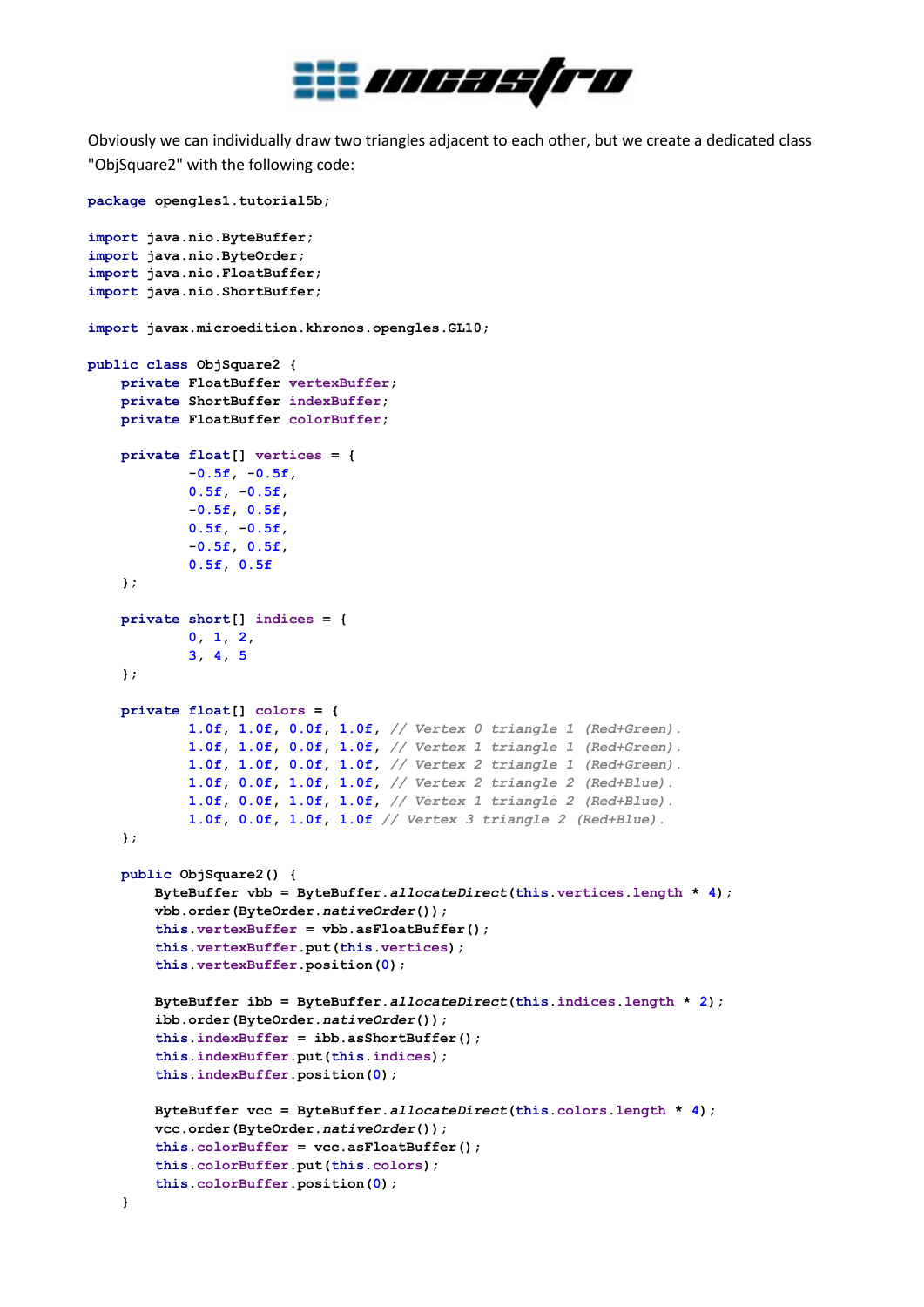Obviously we can individually draw two triangles adjacent to each other, but we create a dedicated class "ObjSquare2" with the following code:

```
package opengles1.tutorial5b;

import java.nio.ByteBuffer;
import java.nio.ByteOrder;
import java.nio.FloatBuffer;
import java.nio.ShortBuffer;

import javax.microedition.khronos.opengles.GL10;

public class ObjSquare2 {
    private FloatBuffer vertexBuffer;
    private ShortBuffer indexBuffer;
    private FloatBuffer colorBuffer;

    private float[] vertices = {
            -0.5f, -0.5f,
            0.5f, -0.5f,
            -0.5f, 0.5f,
            0.5f, -0.5f,
            -0.5f, 0.5f,
            0.5f, 0.5f
    };

    private short[] indices = {
            0, 1, 2,
            3, 4, 5
    };

    private float[] colors = {
            1.0f, 1.0f, 0.0f, 1.0f, // Vertex 0 triangle 1 (Red+Green).
            1.0f, 1.0f, 0.0f, 1.0f, // Vertex 1 triangle 1 (Red+Green).
            1.0f, 1.0f, 0.0f, 1.0f, // Vertex 2 triangle 1 (Red+Green).
            1.0f, 0.0f, 1.0f, 1.0f, // Vertex 2 triangle 2 (Red+Blue).
            1.0f, 0.0f, 1.0f, 1.0f, // Vertex 1 triangle 2 (Red+Blue).
            1.0f, 0.0f, 1.0f, 1.0f // Vertex 3 triangle 2 (Red+Blue).
    };

    public ObjSquare2() {
        ByteBuffer vbb = ByteBuffer.allocateDirect(this.vertices.length * 4);
        vbb.order(ByteOrder.nativeOrder());
        this.vertexBuffer = vbb.asFloatBuffer();
        this.vertexBuffer.put(this.vertices);
        this.vertexBuffer.position(0);

        ByteBuffer ibb = ByteBuffer.allocateDirect(this.indices.length * 2);
        ibb.order(ByteOrder.nativeOrder());
        this.indexBuffer = ibb.asShortBuffer();
        this.indexBuffer.put(this.indices);
        this.indexBuffer.position(0);

        ByteBuffer vcc = ByteBuffer.allocateDirect(this.colors.length * 4);
        vcc.order(ByteOrder.nativeOrder());
        this.colorBuffer = vcc.asFloatBuffer();
        this.colorBuffer.put(this.colors);
        this.colorBuffer.position(0);
    }
```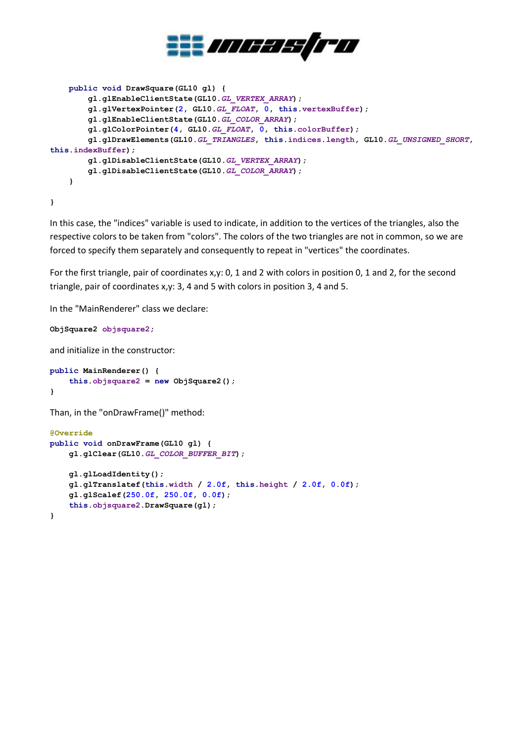```
    public void DrawSquare(GL10 gl) {
        gl.glEnableClientState(GL10.GL_VERTEX_ARRAY);
        gl.glVertexPointer(2, GL10.GL_FLOAT, 0, this.vertexBuffer);
        gl.glEnableClientState(GL10.GL_COLOR_ARRAY);
        gl.glColorPointer(4, GL10.GL_FLOAT, 0, this.colorBuffer);
        gl.glDrawElements(GL10.GL_TRIANGLES, this.indices.length, GL10.GL_UNSIGNED_SHORT,
this.indexBuffer);
        gl.glDisableClientState(GL10.GL_VERTEX_ARRAY);
        gl.glDisableClientState(GL10.GL_COLOR_ARRAY);
    }

}
```

In this case, the "indices" variable is used to indicate, in addition to the vertices of the triangles, also the respective colors to be taken from "colors". The colors of the two triangles are not in common, so we are forced to specify them separately and consequently to repeat in "vertices" the coordinates.

For the first triangle, pair of coordinates x,y: 0, 1 and 2 with colors in position 0, 1 and 2, for the second triangle, pair of coordinates x,y: 3, 4 and 5 with colors in position 3, 4 and 5.

In the "MainRenderer" class we declare:

```
ObjSquare2 objsquare2;
```

and initialize in the constructor:

```
public MainRenderer() {
    this.objsquare2 = new ObjSquare2();
}
```

Than, in the "onDrawFrame()" method:

```
@Override
public void onDrawFrame(GL10 gl) {
    gl.glClear(GL10.GL_COLOR_BUFFER_BIT);

    gl.glLoadIdentity();
    gl.glTranslatef(this.width / 2.0f, this.height / 2.0f, 0.0f);
    gl.glScalef(250.0f, 250.0f, 0.0f);
    this.objsquare2.DrawSquare(gl);
}
```